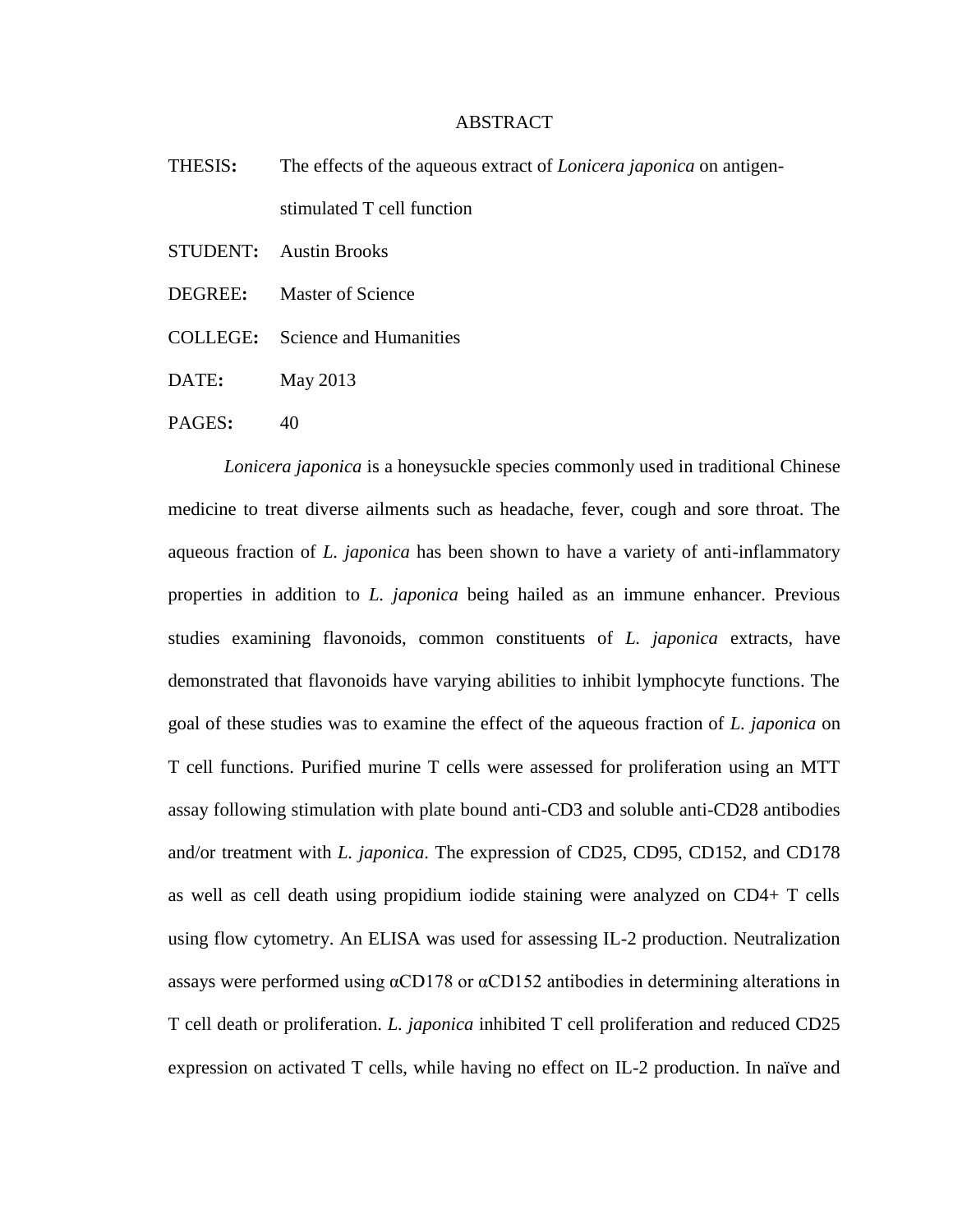# ABSTRACT

**THESIS:** The effects of the aqueous extract of *Lonicera japonica* on antigen-stimulated T cell function

**STUDENT:** Austin Brooks

**DEGREE:** Master of Science

**COLLEGE:** Science and Humanities

**DATE:** May 2013

**PAGES:** 40

*Lonicera japonica* is a honeysuckle species commonly used in traditional Chinese medicine to treat diverse ailments such as headache, fever, cough and sore throat. The aqueous fraction of *L. japonica* has been shown to have a variety of anti-inflammatory properties in addition to *L. japonica* being hailed as an immune enhancer. Previous studies examining flavonoids, common constituents of *L. japonica* extracts, have demonstrated that flavonoids have varying abilities to inhibit lymphocyte functions. The goal of these studies was to examine the effect of the aqueous fraction of *L. japonica* on T cell functions. Purified murine T cells were assessed for proliferation using an MTT assay following stimulation with plate bound anti-CD3 and soluble anti-CD28 antibodies and/or treatment with *L. japonica*. The expression of CD25, CD95, CD152, and CD178 as well as cell death using propidium iodide staining were analyzed on CD4+ T cells using flow cytometry. An ELISA was used for assessing IL-2 production. Neutralization assays were performed using αCD178 or αCD152 antibodies in determining alterations in T cell death or proliferation. *L. japonica* inhibited T cell proliferation and reduced CD25 expression on activated T cells, while having no effect on IL-2 production. In naïve and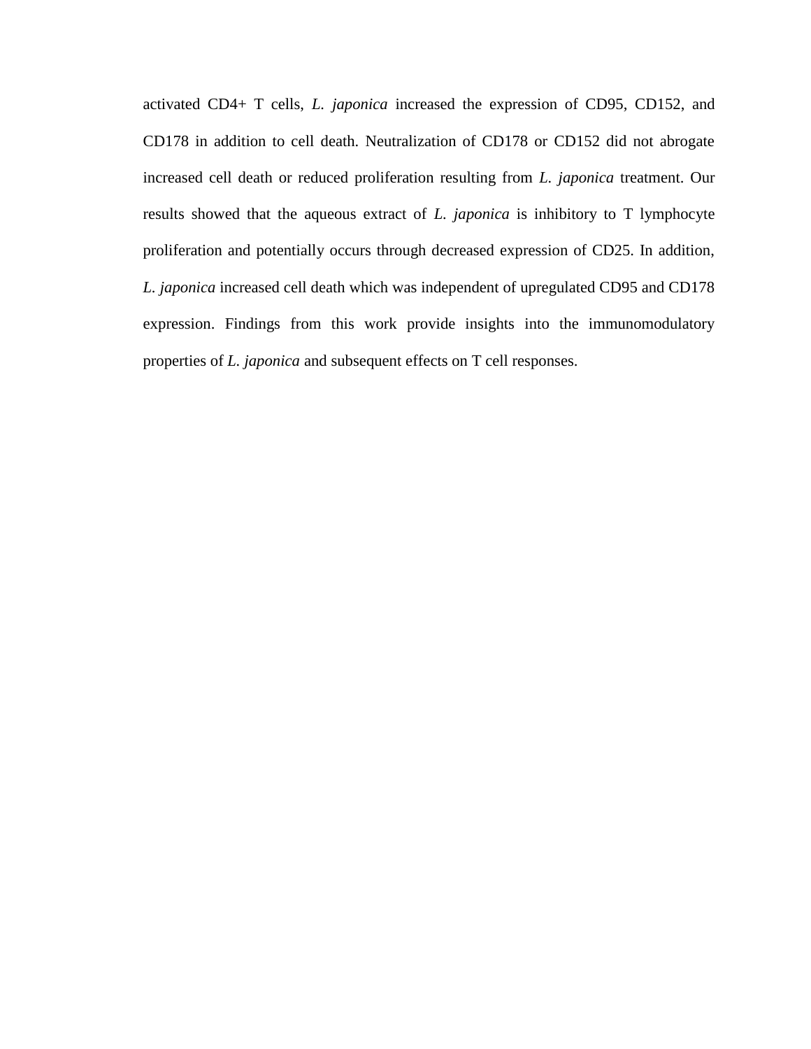activated CD4+ T cells, *L. japonica* increased the expression of CD95, CD152, and CD178 in addition to cell death. Neutralization of CD178 or CD152 did not abrogate increased cell death or reduced proliferation resulting from *L. japonica* treatment. Our results showed that the aqueous extract of *L. japonica* is inhibitory to T lymphocyte proliferation and potentially occurs through decreased expression of CD25. In addition, *L. japonica* increased cell death which was independent of upregulated CD95 and CD178 expression. Findings from this work provide insights into the immunomodulatory properties of *L. japonica* and subsequent effects on T cell responses.